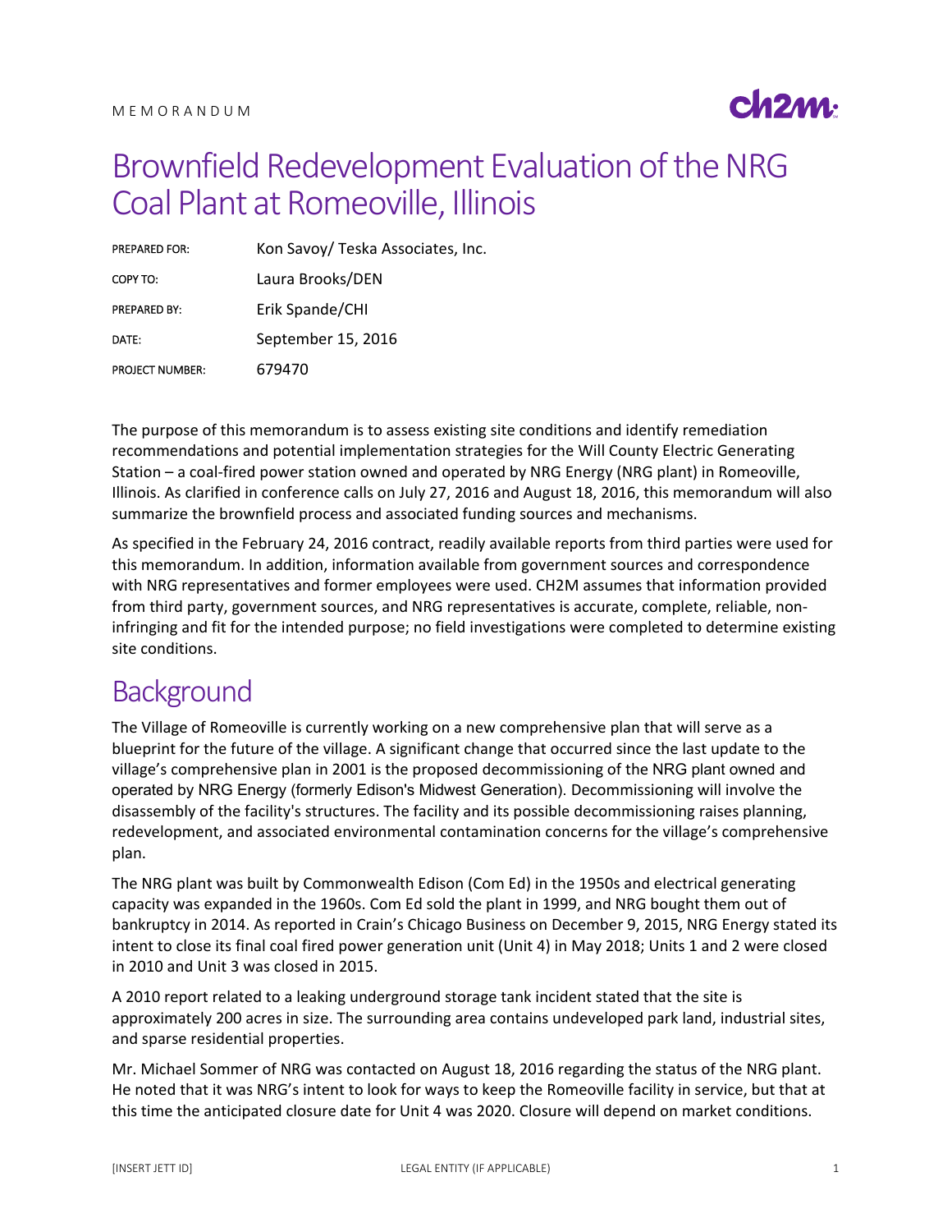MEMORANDUM

# Brownfield Redevelopment Evaluation of the NRG Coal Plant at Romeoville, Illinois

| | |
|---|---|
| PREPARED FOR: | Kon Savoy/ Teska Associates, Inc. |
| COPY TO: | Laura Brooks/DEN |
| PREPARED BY: | Erik Spande/CHI |
| DATE: | September 15, 2016 |
| PROJECT NUMBER: | 679470 |

The purpose of this memorandum is to assess existing site conditions and identify remediation recommendations and potential implementation strategies for the Will County Electric Generating Station – a coal-fired power station owned and operated by NRG Energy (NRG plant) in Romeoville, Illinois. As clarified in conference calls on July 27, 2016 and August 18, 2016, this memorandum will also summarize the brownfield process and associated funding sources and mechanisms.

As specified in the February 24, 2016 contract, readily available reports from third parties were used for this memorandum. In addition, information available from government sources and correspondence with NRG representatives and former employees were used. CH2M assumes that information provided from third party, government sources, and NRG representatives is accurate, complete, reliable, non-infringing and fit for the intended purpose; no field investigations were completed to determine existing site conditions.

## Background

The Village of Romeoville is currently working on a new comprehensive plan that will serve as a blueprint for the future of the village. A significant change that occurred since the last update to the village's comprehensive plan in 2001 is the proposed decommissioning of the NRG plant owned and operated by NRG Energy (formerly Edison's Midwest Generation). Decommissioning will involve the disassembly of the facility's structures. The facility and its possible decommissioning raises planning, redevelopment, and associated environmental contamination concerns for the village's comprehensive plan.

The NRG plant was built by Commonwealth Edison (Com Ed) in the 1950s and electrical generating capacity was expanded in the 1960s. Com Ed sold the plant in 1999, and NRG bought them out of bankruptcy in 2014. As reported in Crain's Chicago Business on December 9, 2015, NRG Energy stated its intent to close its final coal fired power generation unit (Unit 4) in May 2018; Units 1 and 2 were closed in 2010 and Unit 3 was closed in 2015.

A 2010 report related to a leaking underground storage tank incident stated that the site is approximately 200 acres in size. The surrounding area contains undeveloped park land, industrial sites, and sparse residential properties.

Mr. Michael Sommer of NRG was contacted on August 18, 2016 regarding the status of the NRG plant. He noted that it was NRG's intent to look for ways to keep the Romeoville facility in service, but that at this time the anticipated closure date for Unit 4 was 2020. Closure will depend on market conditions.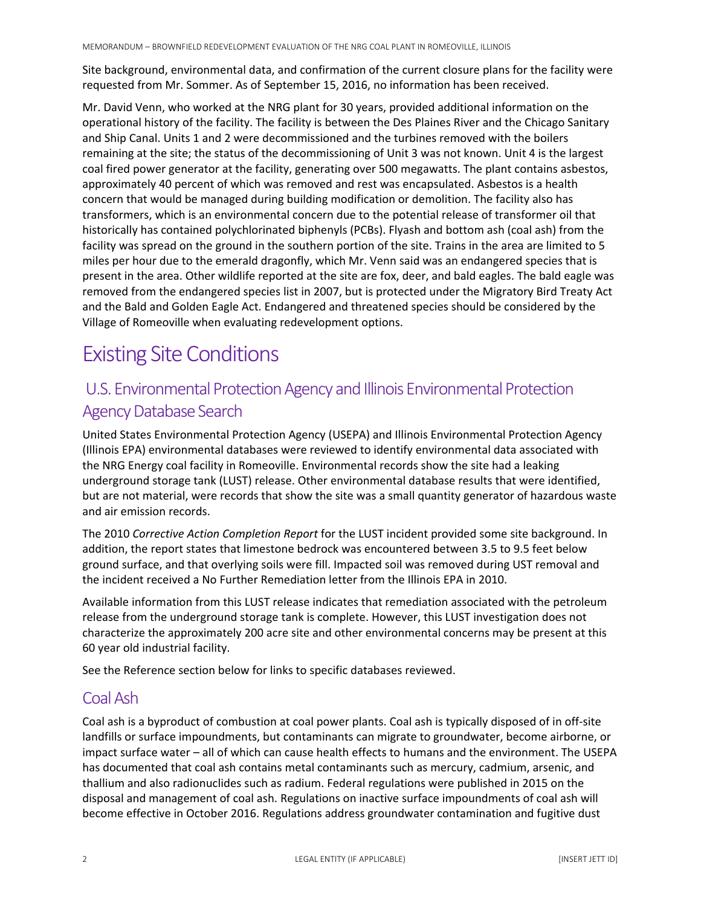Site background, environmental data, and confirmation of the current closure plans for the facility were requested from Mr. Sommer. As of September 15, 2016, no information has been received.

Mr. David Venn, who worked at the NRG plant for 30 years, provided additional information on the operational history of the facility. The facility is between the Des Plaines River and the Chicago Sanitary and Ship Canal. Units 1 and 2 were decommissioned and the turbines removed with the boilers remaining at the site; the status of the decommissioning of Unit 3 was not known. Unit 4 is the largest coal fired power generator at the facility, generating over 500 megawatts. The plant contains asbestos, approximately 40 percent of which was removed and rest was encapsulated. Asbestos is a health concern that would be managed during building modification or demolition. The facility also has transformers, which is an environmental concern due to the potential release of transformer oil that historically has contained polychlorinated biphenyls (PCBs). Flyash and bottom ash (coal ash) from the facility was spread on the ground in the southern portion of the site. Trains in the area are limited to 5 miles per hour due to the emerald dragonfly, which Mr. Venn said was an endangered species that is present in the area. Other wildlife reported at the site are fox, deer, and bald eagles. The bald eagle was removed from the endangered species list in 2007, but is protected under the Migratory Bird Treaty Act and the Bald and Golden Eagle Act. Endangered and threatened species should be considered by the Village of Romeoville when evaluating redevelopment options.

# Existing Site Conditions

## U.S. Environmental Protection Agency and Illinois Environmental Protection Agency Database Search

United States Environmental Protection Agency (USEPA) and Illinois Environmental Protection Agency (Illinois EPA) environmental databases were reviewed to identify environmental data associated with the NRG Energy coal facility in Romeoville. Environmental records show the site had a leaking underground storage tank (LUST) release. Other environmental database results that were identified, but are not material, were records that show the site was a small quantity generator of hazardous waste and air emission records.

The 2010 *Corrective Action Completion Report* for the LUST incident provided some site background. In addition, the report states that limestone bedrock was encountered between 3.5 to 9.5 feet below ground surface, and that overlying soils were fill. Impacted soil was removed during UST removal and the incident received a No Further Remediation letter from the Illinois EPA in 2010.

Available information from this LUST release indicates that remediation associated with the petroleum release from the underground storage tank is complete. However, this LUST investigation does not characterize the approximately 200 acre site and other environmental concerns may be present at this 60 year old industrial facility.

See the Reference section below for links to specific databases reviewed.

## Coal Ash

Coal ash is a byproduct of combustion at coal power plants. Coal ash is typically disposed of in off-site landfills or surface impoundments, but contaminants can migrate to groundwater, become airborne, or impact surface water – all of which can cause health effects to humans and the environment. The USEPA has documented that coal ash contains metal contaminants such as mercury, cadmium, arsenic, and thallium and also radionuclides such as radium. Federal regulations were published in 2015 on the disposal and management of coal ash. Regulations on inactive surface impoundments of coal ash will become effective in October 2016. Regulations address groundwater contamination and fugitive dust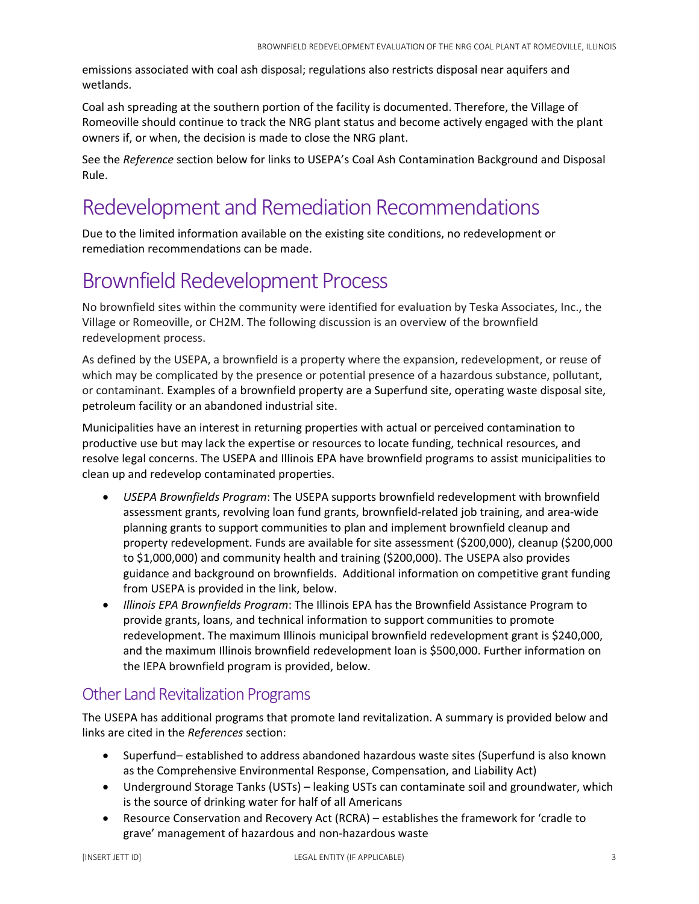emissions associated with coal ash disposal; regulations also restricts disposal near aquifers and wetlands.

Coal ash spreading at the southern portion of the facility is documented. Therefore, the Village of Romeoville should continue to track the NRG plant status and become actively engaged with the plant owners if, or when, the decision is made to close the NRG plant.

See the *Reference* section below for links to USEPA's Coal Ash Contamination Background and Disposal Rule.

# Redevelopment and Remediation Recommendations

Due to the limited information available on the existing site conditions, no redevelopment or remediation recommendations can be made.

# Brownfield Redevelopment Process

No brownfield sites within the community were identified for evaluation by Teska Associates, Inc., the Village or Romeoville, or CH2M. The following discussion is an overview of the brownfield redevelopment process.

As defined by the USEPA, a brownfield is a property where the expansion, redevelopment, or reuse of which may be complicated by the presence or potential presence of a hazardous substance, pollutant, or contaminant. Examples of a brownfield property are a Superfund site, operating waste disposal site, petroleum facility or an abandoned industrial site.

Municipalities have an interest in returning properties with actual or perceived contamination to productive use but may lack the expertise or resources to locate funding, technical resources, and resolve legal concerns. The USEPA and Illinois EPA have brownfield programs to assist municipalities to clean up and redevelop contaminated properties.

- *USEPA Brownfields Program*: The USEPA supports brownfield redevelopment with brownfield assessment grants, revolving loan fund grants, brownfield-related job training, and area-wide planning grants to support communities to plan and implement brownfield cleanup and property redevelopment. Funds are available for site assessment ($200,000), cleanup ($200,000 to $1,000,000) and community health and training ($200,000). The USEPA also provides guidance and background on brownfields. Additional information on competitive grant funding from USEPA is provided in the link, below.
- *Illinois EPA Brownfields Program*: The Illinois EPA has the Brownfield Assistance Program to provide grants, loans, and technical information to support communities to promote redevelopment. The maximum Illinois municipal brownfield redevelopment grant is $240,000, and the maximum Illinois brownfield redevelopment loan is $500,000. Further information on the IEPA brownfield program is provided, below.

## Other Land Revitalization Programs

The USEPA has additional programs that promote land revitalization. A summary is provided below and links are cited in the *References* section:

- Superfund– established to address abandoned hazardous waste sites (Superfund is also known as the Comprehensive Environmental Response, Compensation, and Liability Act)
- Underground Storage Tanks (USTs) – leaking USTs can contaminate soil and groundwater, which is the source of drinking water for half of all Americans
- Resource Conservation and Recovery Act (RCRA) – establishes the framework for 'cradle to grave' management of hazardous and non-hazardous waste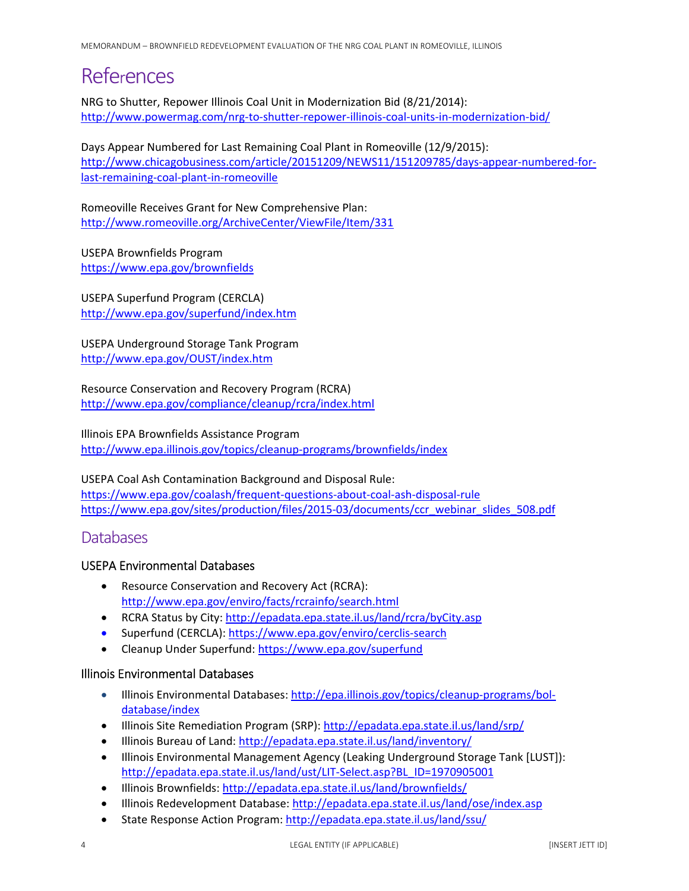# References

NRG to Shutter, Repower Illinois Coal Unit in Modernization Bid (8/21/2014):
http://www.powermag.com/nrg-to-shutter-repower-illinois-coal-units-in-modernization-bid/

Days Appear Numbered for Last Remaining Coal Plant in Romeoville (12/9/2015):
http://www.chicagobusiness.com/article/20151209/NEWS11/151209785/days-appear-numbered-for-last-remaining-coal-plant-in-romeoville

Romeoville Receives Grant for New Comprehensive Plan:
http://www.romeoville.org/ArchiveCenter/ViewFile/Item/331

USEPA Brownfields Program
https://www.epa.gov/brownfields

USEPA Superfund Program (CERCLA)
http://www.epa.gov/superfund/index.htm

USEPA Underground Storage Tank Program
http://www.epa.gov/OUST/index.htm

Resource Conservation and Recovery Program (RCRA)
http://www.epa.gov/compliance/cleanup/rcra/index.html

Illinois EPA Brownfields Assistance Program
http://www.epa.illinois.gov/topics/cleanup-programs/brownfields/index

USEPA Coal Ash Contamination Background and Disposal Rule:
https://www.epa.gov/coalash/frequent-questions-about-coal-ash-disposal-rule
https://www.epa.gov/sites/production/files/2015-03/documents/ccr_webinar_slides_508.pdf

## Databases

### USEPA Environmental Databases

- Resource Conservation and Recovery Act (RCRA): http://www.epa.gov/enviro/facts/rcrainfo/search.html
- RCRA Status by City: http://epadata.epa.state.il.us/land/rcra/byCity.asp
- Superfund (CERCLA): https://www.epa.gov/enviro/cerclis-search
- Cleanup Under Superfund: https://www.epa.gov/superfund

### Illinois Environmental Databases

- Illinois Environmental Databases: http://epa.illinois.gov/topics/cleanup-programs/bol-database/index
- Illinois Site Remediation Program (SRP): http://epadata.epa.state.il.us/land/srp/
- Illinois Bureau of Land: http://epadata.epa.state.il.us/land/inventory/
- Illinois Environmental Management Agency (Leaking Underground Storage Tank [LUST]): http://epadata.epa.state.il.us/land/ust/LIT-Select.asp?BL_ID=1970905001
- Illinois Brownfields: http://epadata.epa.state.il.us/land/brownfields/
- Illinois Redevelopment Database: http://epadata.epa.state.il.us/land/ose/index.asp
- State Response Action Program: http://epadata.epa.state.il.us/land/ssu/